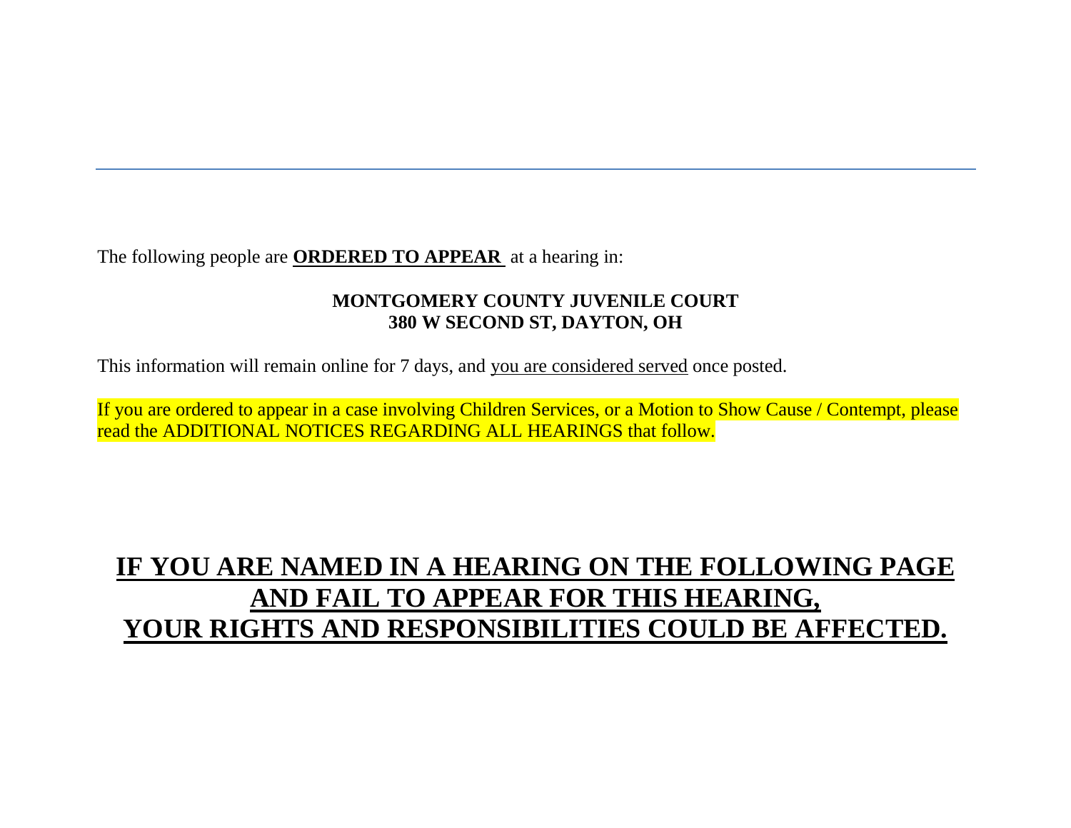---

The following people are **ORDERED TO APPEAR** at a hearing in:

**MONTGOMERY COUNTY JUVENILE COURT**
**380 W SECOND ST, DAYTON, OH**

This information will remain online for 7 days, and you are considered served once posted.

If you are ordered to appear in a case involving Children Services, or a Motion to Show Cause / Contempt, please read the ADDITIONAL NOTICES REGARDING ALL HEARINGS that follow.

# IF YOU ARE NAMED IN A HEARING ON THE FOLLOWING PAGE AND FAIL TO APPEAR FOR THIS HEARING, YOUR RIGHTS AND RESPONSIBILITIES COULD BE AFFECTED.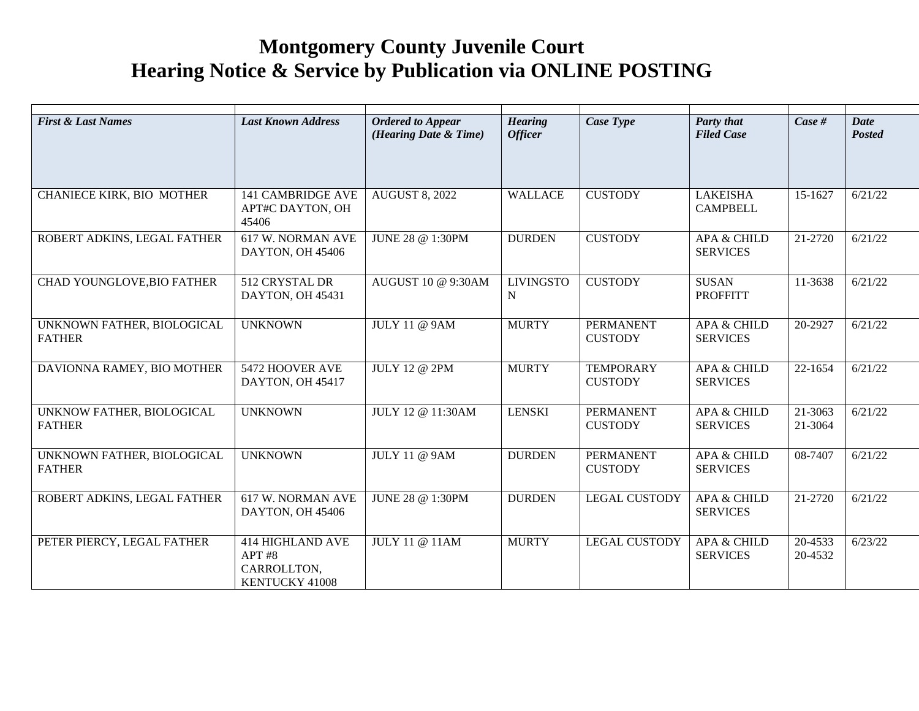# Montgomery County Juvenile Court
# Hearing Notice & Service by Publication via ONLINE POSTING

| *First & Last Names* | *Last Known Address* | *Ordered to Appear (Hearing Date & Time)* | *Hearing Officer* | *Case Type* | *Party that Filed Case* | *Case #* | *Date Posted* |
|---|---|---|---|---|---|---|---|
| CHANIECE KIRK, BIO MOTHER | 141 CAMBRIDGE AVE APT#C DAYTON, OH 45406 | AUGUST 8, 2022 | WALLACE | CUSTODY | LAKEISHA CAMPBELL | 15-1627 | 6/21/22 |
| ROBERT ADKINS, LEGAL FATHER | 617 W. NORMAN AVE DAYTON, OH 45406 | JUNE 28 @ 1:30PM | DURDEN | CUSTODY | APA & CHILD SERVICES | 21-2720 | 6/21/22 |
| CHAD YOUNGLOVE,BIO FATHER | 512 CRYSTAL DR DAYTON, OH 45431 | AUGUST 10 @ 9:30AM | LIVINGSTON | CUSTODY | SUSAN PROFFITT | 11-3638 | 6/21/22 |
| UNKNOWN FATHER, BIOLOGICAL FATHER | UNKNOWN | JULY 11 @ 9AM | MURTY | PERMANENT CUSTODY | APA & CHILD SERVICES | 20-2927 | 6/21/22 |
| DAVIONNA RAMEY, BIO MOTHER | 5472 HOOVER AVE DAYTON, OH 45417 | JULY 12 @ 2PM | MURTY | TEMPORARY CUSTODY | APA & CHILD SERVICES | 22-1654 | 6/21/22 |
| UNKNOW FATHER, BIOLOGICAL FATHER | UNKNOWN | JULY 12 @ 11:30AM | LENSKI | PERMANENT CUSTODY | APA & CHILD SERVICES | 21-3063 21-3064 | 6/21/22 |
| UNKNOWN FATHER, BIOLOGICAL FATHER | UNKNOWN | JULY 11 @ 9AM | DURDEN | PERMANENT CUSTODY | APA & CHILD SERVICES | 08-7407 | 6/21/22 |
| ROBERT ADKINS, LEGAL FATHER | 617 W. NORMAN AVE DAYTON, OH 45406 | JUNE 28 @ 1:30PM | DURDEN | LEGAL CUSTODY | APA & CHILD SERVICES | 21-2720 | 6/21/22 |
| PETER PIERCY, LEGAL FATHER | 414 HIGHLAND AVE APT #8 CARROLLTON, KENTUCKY 41008 | JULY 11 @ 11AM | MURTY | LEGAL CUSTODY | APA & CHILD SERVICES | 20-4533 20-4532 | 6/23/22 |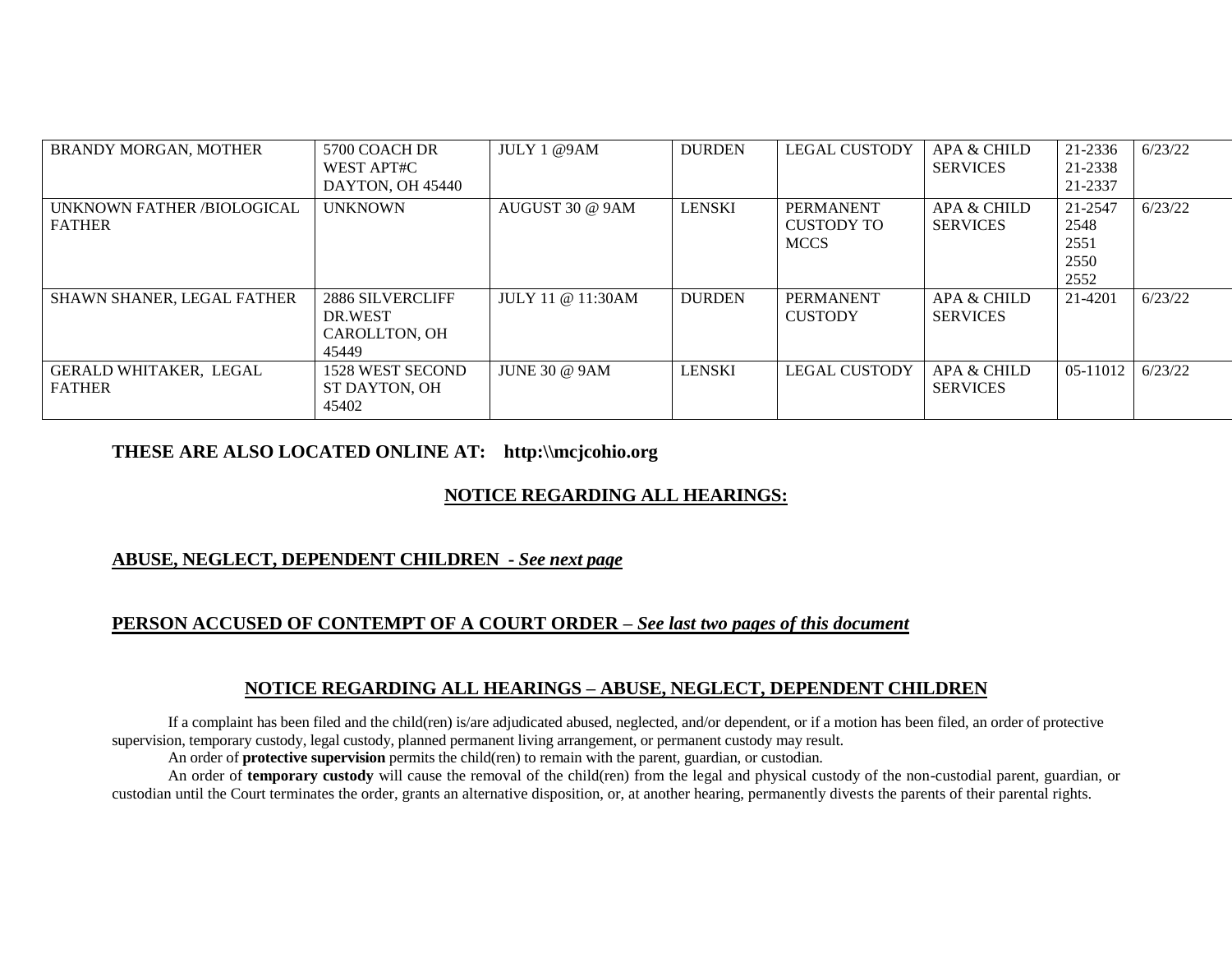| | | | | | | | |
|---|---|---|---|---|---|---|---|
| BRANDY MORGAN, MOTHER | 5700 COACH DR WEST APT#C DAYTON, OH 45440 | JULY 1 @9AM | DURDEN | LEGAL CUSTODY | APA & CHILD SERVICES | 21-2336 21-2338 21-2337 | 6/23/22 |
| UNKNOWN FATHER /BIOLOGICAL FATHER | UNKNOWN | AUGUST 30 @ 9AM | LENSKI | PERMANENT CUSTODY TO MCCS | APA & CHILD SERVICES | 21-2547 2548 2551 2550 2552 | 6/23/22 |
| SHAWN SHANER, LEGAL FATHER | 2886 SILVERCLIFF DR.WEST CAROLLTON, OH 45449 | JULY 11 @ 11:30AM | DURDEN | PERMANENT CUSTODY | APA & CHILD SERVICES | 21-4201 | 6/23/22 |
| GERALD WHITAKER, LEGAL FATHER | 1528 WEST SECOND ST DAYTON, OH 45402 | JUNE 30 @ 9AM | LENSKI | LEGAL CUSTODY | APA & CHILD SERVICES | 05-11012 | 6/23/22 |

**THESE ARE ALSO LOCATED ONLINE AT: http:\\mcjcohio.org**

**NOTICE REGARDING ALL HEARINGS:**

**ABUSE, NEGLECT, DEPENDENT CHILDREN -** ***See next page***

**PERSON ACCUSED OF CONTEMPT OF A COURT ORDER –** ***See last two pages of this document***

## NOTICE REGARDING ALL HEARINGS – ABUSE, NEGLECT, DEPENDENT CHILDREN

If a complaint has been filed and the child(ren) is/are adjudicated abused, neglected, and/or dependent, or if a motion has been filed, an order of protective supervision, temporary custody, legal custody, planned permanent living arrangement, or permanent custody may result.

An order of **protective supervision** permits the child(ren) to remain with the parent, guardian, or custodian.

An order of **temporary custody** will cause the removal of the child(ren) from the legal and physical custody of the non-custodial parent, guardian, or custodian until the Court terminates the order, grants an alternative disposition, or, at another hearing, permanently divests the parents of their parental rights.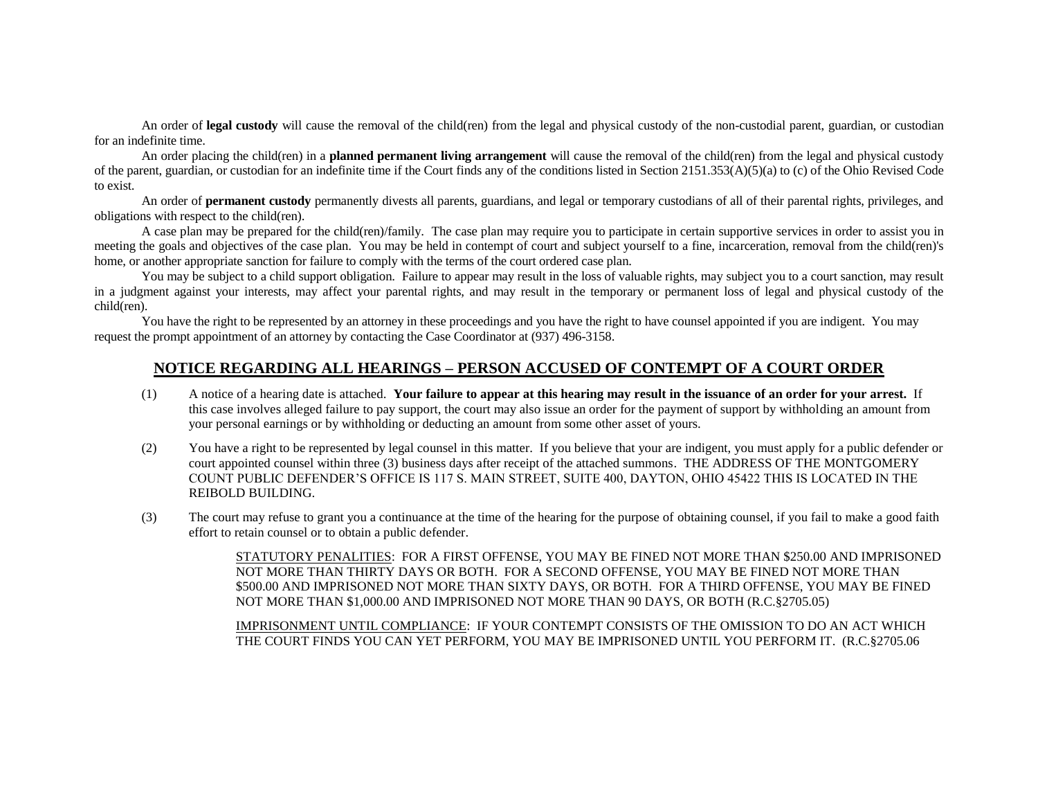An order of **legal custody** will cause the removal of the child(ren) from the legal and physical custody of the non-custodial parent, guardian, or custodian for an indefinite time.

An order placing the child(ren) in a **planned permanent living arrangement** will cause the removal of the child(ren) from the legal and physical custody of the parent, guardian, or custodian for an indefinite time if the Court finds any of the conditions listed in Section 2151.353(A)(5)(a) to (c) of the Ohio Revised Code to exist.

An order of **permanent custody** permanently divests all parents, guardians, and legal or temporary custodians of all of their parental rights, privileges, and obligations with respect to the child(ren).

A case plan may be prepared for the child(ren)/family. The case plan may require you to participate in certain supportive services in order to assist you in meeting the goals and objectives of the case plan. You may be held in contempt of court and subject yourself to a fine, incarceration, removal from the child(ren)'s home, or another appropriate sanction for failure to comply with the terms of the court ordered case plan.

You may be subject to a child support obligation. Failure to appear may result in the loss of valuable rights, may subject you to a court sanction, may result in a judgment against your interests, may affect your parental rights, and may result in the temporary or permanent loss of legal and physical custody of the child(ren).

You have the right to be represented by an attorney in these proceedings and you have the right to have counsel appointed if you are indigent. You may request the prompt appointment of an attorney by contacting the Case Coordinator at (937) 496-3158.

## NOTICE REGARDING ALL HEARINGS – PERSON ACCUSED OF CONTEMPT OF A COURT ORDER

(1) A notice of a hearing date is attached. **Your failure to appear at this hearing may result in the issuance of an order for your arrest.** If this case involves alleged failure to pay support, the court may also issue an order for the payment of support by withholding an amount from your personal earnings or by withholding or deducting an amount from some other asset of yours.

(2) You have a right to be represented by legal counsel in this matter. If you believe that your are indigent, you must apply for a public defender or court appointed counsel within three (3) business days after receipt of the attached summons. THE ADDRESS OF THE MONTGOMERY COUNT PUBLIC DEFENDER'S OFFICE IS 117 S. MAIN STREET, SUITE 400, DAYTON, OHIO 45422 THIS IS LOCATED IN THE REIBOLD BUILDING.

(3) The court may refuse to grant you a continuance at the time of the hearing for the purpose of obtaining counsel, if you fail to make a good faith effort to retain counsel or to obtain a public defender.

STATUTORY PENALITIES: FOR A FIRST OFFENSE, YOU MAY BE FINED NOT MORE THAN $250.00 AND IMPRISONED NOT MORE THAN THIRTY DAYS OR BOTH. FOR A SECOND OFFENSE, YOU MAY BE FINED NOT MORE THAN $500.00 AND IMPRISONED NOT MORE THAN SIXTY DAYS, OR BOTH. FOR A THIRD OFFENSE, YOU MAY BE FINED NOT MORE THAN $1,000.00 AND IMPRISONED NOT MORE THAN 90 DAYS, OR BOTH (R.C.§2705.05)

IMPRISONMENT UNTIL COMPLIANCE: IF YOUR CONTEMPT CONSISTS OF THE OMISSION TO DO AN ACT WHICH THE COURT FINDS YOU CAN YET PERFORM, YOU MAY BE IMPRISONED UNTIL YOU PERFORM IT. (R.C.§2705.06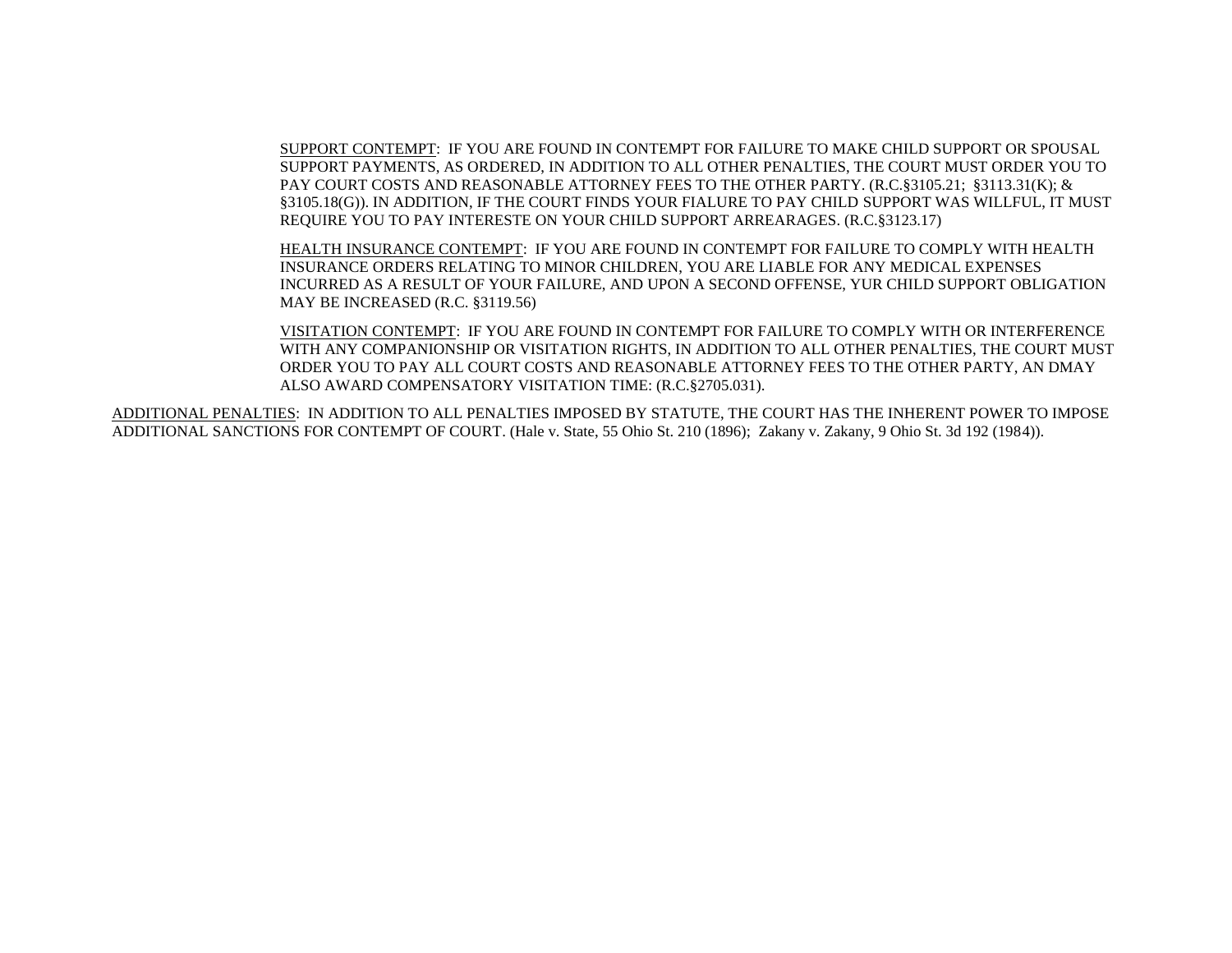<u>SUPPORT CONTEMPT</u>: IF YOU ARE FOUND IN CONTEMPT FOR FAILURE TO MAKE CHILD SUPPORT OR SPOUSAL SUPPORT PAYMENTS, AS ORDERED, IN ADDITION TO ALL OTHER PENALTIES, THE COURT MUST ORDER YOU TO PAY COURT COSTS AND REASONABLE ATTORNEY FEES TO THE OTHER PARTY. (R.C.§3105.21; §3113.31(K); & §3105.18(G)). IN ADDITION, IF THE COURT FINDS YOUR FIALURE TO PAY CHILD SUPPORT WAS WILLFUL, IT MUST REQUIRE YOU TO PAY INTERESTE ON YOUR CHILD SUPPORT ARREARAGES. (R.C.§3123.17)

<u>HEALTH INSURANCE CONTEMPT</u>: IF YOU ARE FOUND IN CONTEMPT FOR FAILURE TO COMPLY WITH HEALTH INSURANCE ORDERS RELATING TO MINOR CHILDREN, YOU ARE LIABLE FOR ANY MEDICAL EXPENSES INCURRED AS A RESULT OF YOUR FAILURE, AND UPON A SECOND OFFENSE, YUR CHILD SUPPORT OBLIGATION MAY BE INCREASED (R.C. §3119.56)

<u>VISITATION CONTEMPT</u>: IF YOU ARE FOUND IN CONTEMPT FOR FAILURE TO COMPLY WITH OR INTERFERENCE WITH ANY COMPANIONSHIP OR VISITATION RIGHTS, IN ADDITION TO ALL OTHER PENALTIES, THE COURT MUST ORDER YOU TO PAY ALL COURT COSTS AND REASONABLE ATTORNEY FEES TO THE OTHER PARTY, AN DMAY ALSO AWARD COMPENSATORY VISITATION TIME: (R.C.§2705.031).

<u>ADDITIONAL PENALTIES</u>: IN ADDITION TO ALL PENALTIES IMPOSED BY STATUTE, THE COURT HAS THE INHERENT POWER TO IMPOSE ADDITIONAL SANCTIONS FOR CONTEMPT OF COURT. (Hale v. State, 55 Ohio St. 210 (1896); Zakany v. Zakany, 9 Ohio St. 3d 192 (1984)).